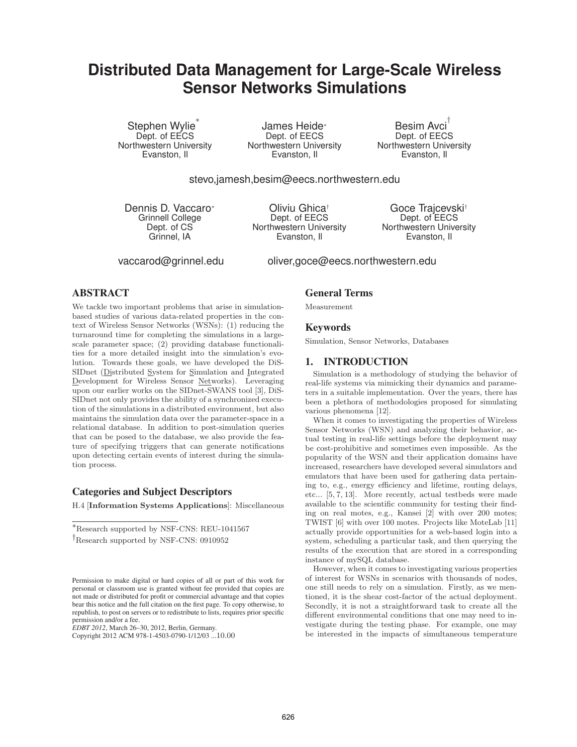# Distributed Data Management for Large-Scale Wireless Sensor Networks Simulations

Stephen Wylie[*]
Dept. of EECS
Northwestern University
Evanston, Il

James Heide[*]
Dept. of EECS
Northwestern University
Evanston, Il

Besim Avci[†]
Dept. of EECS
Northwestern University
Evanston, Il

stevo,jamesh,besim@eecs.northwestern.edu

Dennis D. Vaccaro[*]
Grinnell College
Dept. of CS
Grinnel, IA

Oliviu Ghica[†]
Dept. of EECS
Northwestern University
Evanston, Il

Goce Trajcevski[†]
Dept. of EECS
Northwestern University
Evanston, Il

vaccarod@grinnel.edu

oliver,goce@eecs.northwestern.edu

## ABSTRACT

We tackle two important problems that arise in simulation-based studies of various data-related properties in the context of Wireless Sensor Networks (WSNs): (1) reducing the turnaround time for completing the simulations in a large-scale parameter space; (2) providing database functionalities for a more detailed insight into the simulation's evolution. Towards these goals, we have developed the DiS-SIDnet (Distributed System for Simulation and Integrated Development for Wireless Sensor Networks). Leveraging upon our earlier works on the SIDnet-SWANS tool [3], DiS-SIDnet not only provides the ability of a synchronized execution of the simulations in a distributed environment, but also maintains the simulation data over the parameter-space in a relational database. In addition to post-simulation queries that can be posed to the database, we also provide the feature of specifying triggers that can generate notifications upon detecting certain events of interest during the simulation process.

## Categories and Subject Descriptors

H.4 [**Information Systems Applications**]: Miscellaneous

## General Terms

Measurement

## Keywords

Simulation, Sensor Networks, Databases

## 1. INTRODUCTION

Simulation is a methodology of studying the behavior of real-life systems via mimicking their dynamics and parameters in a suitable implementation. Over the years, there has been a plethora of methodologies proposed for simulating various phenomena [12].

When it comes to investigating the properties of Wireless Sensor Networks (WSN) and analyzing their behavior, actual testing in real-life settings before the deployment may be cost-prohibitive and sometimes even impossible. As the popularity of the WSN and their application domains have increased, researchers have developed several simulators and emulators that have been used for gathering data pertaining to, e.g., energy efficiency and lifetime, routing delays, etc... [5, 7, 13]. More recently, actual testbeds were made available to the scientific community for testing their finding on real motes, e.g., Kansei [2] with over 200 motes; TWIST [6] with over 100 motes. Projects like MoteLab [11] actually provide opportunities for a web-based login into a system, scheduling a particular task, and then querying the results of the execution that are stored in a corresponding instance of mySQL database.

However, when it comes to investigating various properties of interest for WSNs in scenarios with thousands of nodes, one still needs to rely on a simulation. Firstly, as we mentioned, it is the shear cost-factor of the actual deployment. Secondly, it is not a straightforward task to create all the different environmental conditions that one may need to investigate during the testing phase. For example, one may be interested in the impacts of simultaneous temperature

---

[*]Research supported by NSF-CNS: REU-1041567

[†]Research supported by NSF-CNS: 0910952

Permission to make digital or hard copies of all or part of this work for personal or classroom use is granted without fee provided that copies are not made or distributed for profit or commercial advantage and that copies bear this notice and the full citation on the first page. To copy otherwise, to republish, to post on servers or to redistribute to lists, requires prior specific permission and/or a fee.
*EDBT 2012*, March 26–30, 2012, Berlin, Germany.
Copyright 2012 ACM 978-1-4503-0790-1/12/03 ...10.00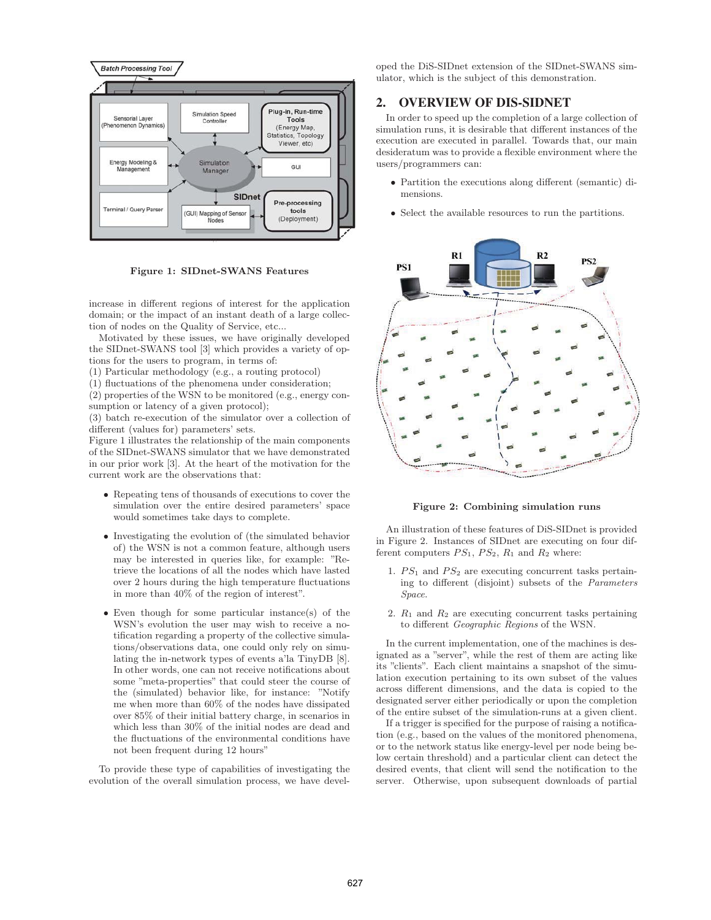Figure 1: SIDnet-SWANS Features

increase in different regions of interest for the application domain; or the impact of an instant death of a large collection of nodes on the Quality of Service, etc...

Motivated by these issues, we have originally developed the SIDnet-SWANS tool [3] which provides a variety of options for the users to program, in terms of:
(1) Particular methodology (e.g., a routing protocol)
(1) fluctuations of the phenomena under consideration;
(2) properties of the WSN to be monitored (e.g., energy consumption or latency of a given protocol);
(3) batch re-execution of the simulator over a collection of different (values for) parameters' sets.
Figure 1 illustrates the relationship of the main components of the SIDnet-SWANS simulator that we have demonstrated in our prior work [3]. At the heart of the motivation for the current work are the observations that:

- Repeating tens of thousands of executions to cover the simulation over the entire desired parameters' space would sometimes take days to complete.
- Investigating the evolution of (the simulated behavior of) the WSN is not a common feature, although users may be interested in queries like, for example: "Retrieve the locations of all the nodes which have lasted over 2 hours during the high temperature fluctuations in more than 40% of the region of interest".
- Even though for some particular instance(s) of the WSN's evolution the user may wish to receive a notification regarding a property of the collective simulations/observations data, one could only rely on simulating the in-network types of events a'la TinyDB [8]. In other words, one can not receive notifications about some "meta-properties" that could steer the course of the (simulated) behavior like, for instance: "Notify me when more than 60% of the nodes have dissipated over 85% of their initial battery charge, in scenarios in which less than 30% of the initial nodes are dead and the fluctuations of the environmental conditions have not been frequent during 12 hours"

To provide these type of capabilities of investigating the evolution of the overall simulation process, we have developed the DiS-SIDnet extension of the SIDnet-SWANS simulator, which is the subject of this demonstration.

## 2. OVERVIEW OF DIS-SIDNET

In order to speed up the completion of a large collection of simulation runs, it is desirable that different instances of the execution are executed in parallel. Towards that, our main desideratum was to provide a flexible environment where the users/programmers can:

- Partition the executions along different (semantic) dimensions.
- Select the available resources to run the partitions.

Figure 2: Combining simulation runs

An illustration of these features of DiS-SIDnet is provided in Figure 2. Instances of SIDnet are executing on four different computers $PS_1$, $PS_2$, $R_1$ and $R_2$ where:

1. $PS_1$ and $PS_2$ are executing concurrent tasks pertaining to different (disjoint) subsets of the *Parameters Space.*
2. $R_1$ and $R_2$ are executing concurrent tasks pertaining to different *Geographic Regions* of the WSN.

In the current implementation, one of the machines is designated as a "server", while the rest of them are acting like its "clients". Each client maintains a snapshot of the simulation execution pertaining to its own subset of the values across different dimensions, and the data is copied to the designated server either periodically or upon the completion of the entire subset of the simulation-runs at a given client.

If a trigger is specified for the purpose of raising a notification (e.g., based on the values of the monitored phenomena, or to the network status like energy-level per node being below certain threshold) and a particular client can detect the desired events, that client will send the notification to the server. Otherwise, upon subsequent downloads of partial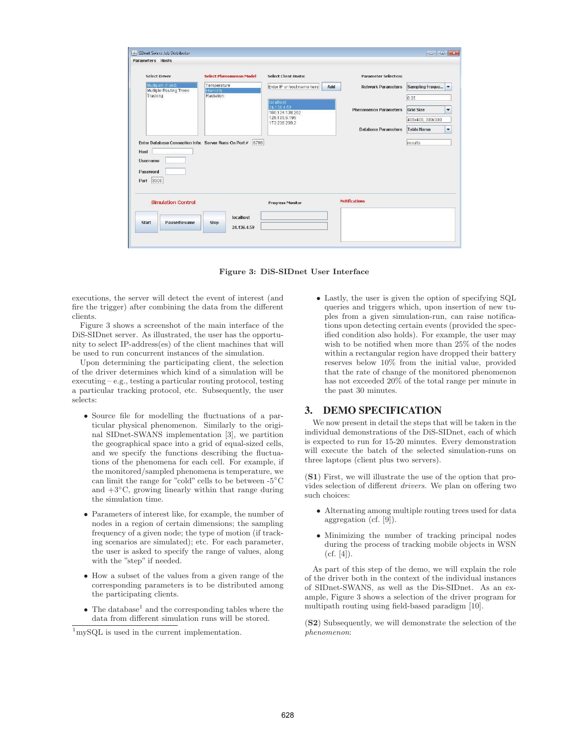Figure 3: DiS-SIDnet User Interface

executions, the server will detect the event of interest (and fire the trigger) after combining the data from the different clients.

Figure 3 shows a screenshot of the main interface of the DiS-SIDnet server. As illustrated, the user has the opportunity to select IP-address(es) of the client machines that will be used to run concurrent instances of the simulation.

Upon determining the participating client, the selection of the driver determines which kind of a simulation will be executing – e.g., testing a particular routing protocol, testing a particular tracking protocol, etc. Subsequently, the user selects:

- Source file for modelling the fluctuations of a particular physical phenomenon. Similarly to the original SIDnet-SWANS implementation [3], we partition the geographical space into a grid of equal-sized cells, and we specify the functions describing the fluctuations of the phenomena for each cell. For example, if the monitored/sampled phenomena is temperature, we can limit the range for "cold" cells to be between -5°C and +3°C, growing linearly within that range during the simulation time.
- Parameters of interest like, for example, the number of nodes in a region of certain dimensions; the sampling frequency of a given node; the type of motion (if tracking scenarios are simulated); etc. For each parameter, the user is asked to specify the range of values, along with the "step" if needed.
- How a subset of the values from a given range of the corresponding parameters is to be distributed among the participating clients.
- The database[1] and the corresponding tables where the data from different simulation runs will be stored.
- Lastly, the user is given the option of specifying SQL queries and triggers which, upon insertion of new tuples from a given simulation-run, can raise notifications upon detecting certain events (provided the specified condition also holds). For example, the user may wish to be notified when more than 25% of the nodes within a rectangular region have dropped their battery reserves below 10% from the initial value, provided that the rate of change of the monitored phenomenon has not exceeded 20% of the total range per minute in the past 30 minutes.

[1]mySQL is used in the current implementation.

## 3. DEMO SPECIFICATION

We now present in detail the steps that will be taken in the individual demonstrations of the DiS-SIDnet, each of which is expected to run for 15-20 minutes. Every demonstration will execute the batch of the selected simulation-runs on three laptops (client plus two servers).

(**S1**) First, we will illustrate the use of the option that provides selection of different *drivers*. We plan on offering two such choices:

- Alternating among multiple routing trees used for data aggregation (cf. [9]).
- Minimizing the number of tracking principal nodes during the process of tracking mobile objects in WSN (cf. [4]).

As part of this step of the demo, we will explain the role of the driver both in the context of the individual instances of SIDnet-SWANS, as well as the Dis-SIDnet. As an example, Figure 3 shows a selection of the driver program for multipath routing using field-based paradigm [10].

(**S2**) Subsequently, we will demonstrate the selection of the *phenomenon*: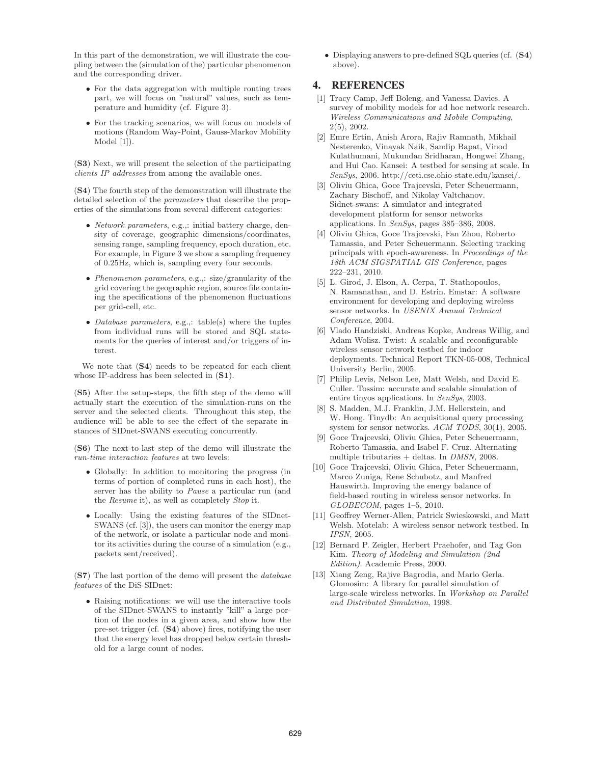In this part of the demonstration, we will illustrate the coupling between the (simulation of the) particular phenomenon and the corresponding driver.

- For the data aggregation with multiple routing trees part, we will focus on "natural" values, such as temperature and humidity (cf. Figure 3).
- For the tracking scenarios, we will focus on models of motions (Random Way-Point, Gauss-Markov Mobility Model [1]).

(**S3**) Next, we will present the selection of the participating *clients IP addresses* from among the available ones.

(**S4**) The fourth step of the demonstration will illustrate the detailed selection of the *parameters* that describe the properties of the simulations from several different categories:

- *Network parameters*, e.g.,: initial battery charge, density of coverage, geographic dimensions/coordinates, sensing range, sampling frequency, epoch duration, etc. For example, in Figure 3 we show a sampling frequency of 0.25Hz, which is, sampling every four seconds.
- *Phenomenon parameters*, e.g.,: size/granularity of the grid covering the geographic region, source file containing the specifications of the phenomenon fluctuations per grid-cell, etc.
- *Database parameters*, e.g.,: table(s) where the tuples from individual runs will be stored and SQL statements for the queries of interest and/or triggers of interest.

We note that (**S4**) needs to be repeated for each client whose IP-address has been selected in (**S1**).

(**S5**) After the setup-steps, the fifth step of the demo will actually start the execution of the simulation-runs on the server and the selected clients. Throughout this step, the audience will be able to see the effect of the separate instances of SIDnet-SWANS executing concurrently.

(**S6**) The next-to-last step of the demo will illustrate the *run-time interaction features* at two levels:

- Globally: In addition to monitoring the progress (in terms of portion of completed runs in each host), the server has the ability to *Pause* a particular run (and the *Resume* it), as well as completely *Stop* it.
- Locally: Using the existing features of the SIDnet-SWANS (cf. [3]), the users can monitor the energy map of the network, or isolate a particular node and monitor its activities during the course of a simulation (e.g., packets sent/received).

(**S7**) The last portion of the demo will present the *database features* of the DiS-SIDnet:

- Raising notifications: we will use the interactive tools of the SIDnet-SWANS to instantly "kill" a large portion of the nodes in a given area, and show how the pre-set trigger (cf. (**S4**) above) fires, notifying the user that the energy level has dropped below certain threshold for a large count of nodes.
- Displaying answers to pre-defined SQL queries (cf. (**S4**) above).

# 4. REFERENCES

[1] Tracy Camp, Jeff Boleng, and Vanessa Davies. A survey of mobility models for ad hoc network research. *Wireless Communications and Mobile Computing*, 2(5), 2002.

[2] Emre Ertin, Anish Arora, Rajiv Ramnath, Mikhail Nesterenko, Vinayak Naik, Sandip Bapat, Vinod Kulathumani, Mukundan Sridharan, Hongwei Zhang, and Hui Cao. Kansei: A testbed for sensing at scale. In *SenSys*, 2006. http://ceti.cse.ohio-state.edu/kansei/.

[3] Oliviu Ghica, Goce Trajcevski, Peter Scheuermann, Zachary Bischoff, and Nikolay Valtchanov. Sidnet-swans: A simulator and integrated development platform for sensor networks applications. In *SenSys*, pages 385–386, 2008.

[4] Oliviu Ghica, Goce Trajcevski, Fan Zhou, Roberto Tamassia, and Peter Scheuermann. Selecting tracking principals with epoch-awareness. In *Proceedings of the 18th ACM SIGSPATIAL GIS Conference*, pages 222–231, 2010.

[5] L. Girod, J. Elson, A. Cerpa, T. Stathopoulos, N. Ramanathan, and D. Estrin. Emstar: A software environment for developing and deploying wireless sensor networks. In *USENIX Annual Technical Conference*, 2004.

[6] Vlado Handziski, Andreas Kopke, Andreas Willig, and Adam Wolisz. Twist: A scalable and reconfigurable wireless sensor network testbed for indoor deployments. Technical Report TKN-05-008, Technical University Berlin, 2005.

[7] Philip Levis, Nelson Lee, Matt Welsh, and David E. Culler. Tossim: accurate and scalable simulation of entire tinyos applications. In *SenSys*, 2003.

[8] S. Madden, M.J. Franklin, J.M. Hellerstein, and W. Hong. Tinydb: An acquisitional query processing system for sensor networks. *ACM TODS*, 30(1), 2005.

[9] Goce Trajcevski, Oliviu Ghica, Peter Scheuermann, Roberto Tamassia, and Isabel F. Cruz. Alternating multiple tributaries + deltas. In *DMSN*, 2008.

[10] Goce Trajcevski, Oliviu Ghica, Peter Scheuermann, Marco Zuniga, Rene Schubotz, and Manfred Hauswirth. Improving the energy balance of field-based routing in wireless sensor networks. In *GLOBECOM*, pages 1–5, 2010.

[11] Geoffrey Werner-Allen, Patrick Swieskowski, and Matt Welsh. Motelab: A wireless sensor network testbed. In *IPSN*, 2005.

[12] Bernard P. Zeigler, Herbert Praehofer, and Tag Gon Kim. *Theory of Modeling and Simulation (2nd Edition)*. Academic Press, 2000.

[13] Xiang Zeng, Rajive Bagrodia, and Mario Gerla. Glomosim: A library for parallel simulation of large-scale wireless networks. In *Workshop on Parallel and Distributed Simulation*, 1998.